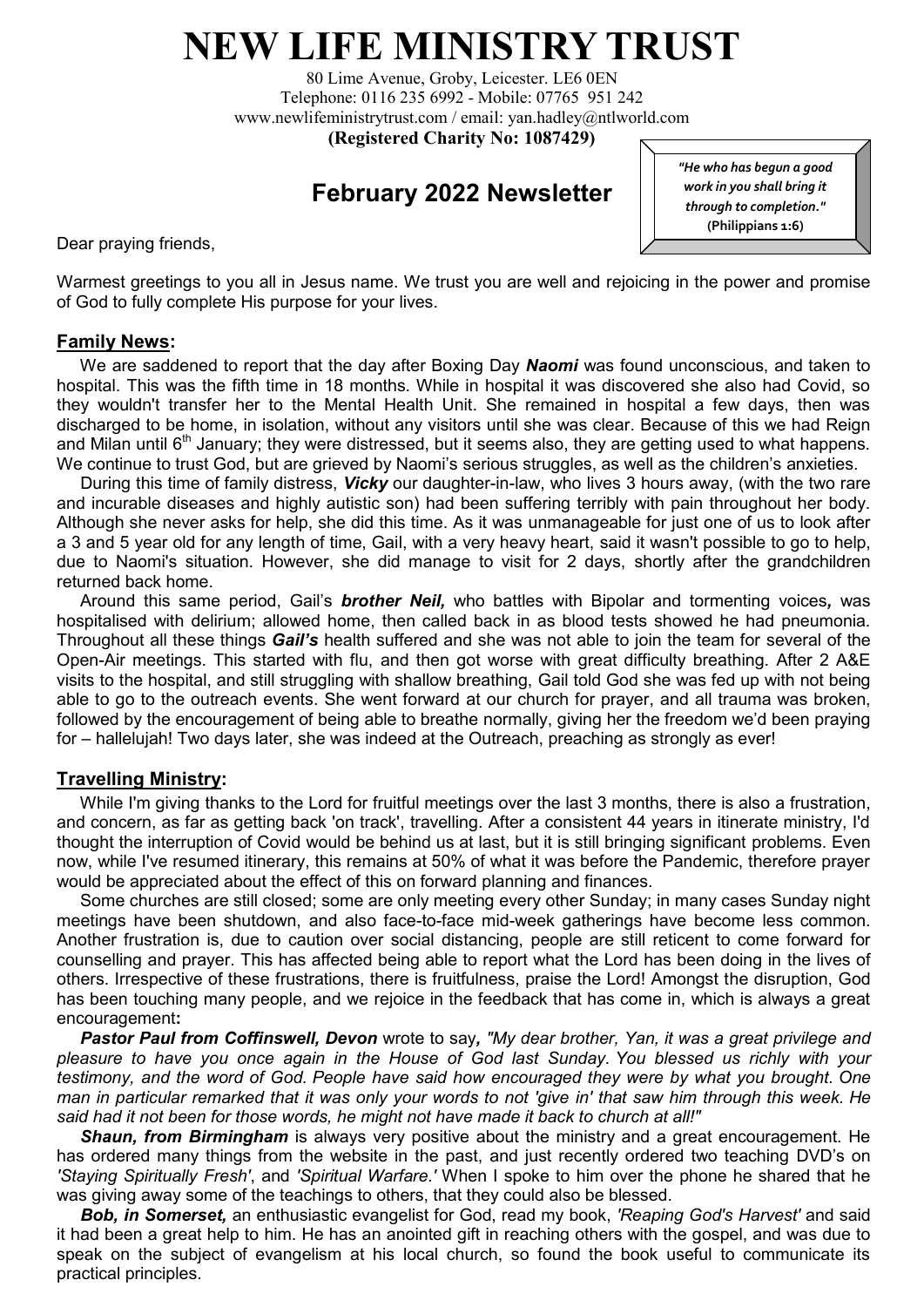# NEW LIFE MINISTRY TRUST

80 Lime Avenue, Groby, Leicester. LE6 0EN
Telephone: 0116 235 6992 - Mobile: 07765 951 242
www.newlifeministrytrust.com / email: yan.hadley@ntlworld.com
**(Registered Charity No: 1087429)**

## February 2022 Newsletter

> *"He who has begun a good work in you shall bring it through to completion."*
> **(Philippians 1:6)**

Dear praying friends,

Warmest greetings to you all in Jesus name. We trust you are well and rejoicing in the power and promise of God to fully complete His purpose for your lives.

### Family News:

We are saddened to report that the day after Boxing Day ***Naomi*** was found unconscious, and taken to hospital. This was the fifth time in 18 months. While in hospital it was discovered she also had Covid, so they wouldn't transfer her to the Mental Health Unit. She remained in hospital a few days, then was discharged to be home, in isolation, without any visitors until she was clear. Because of this we had Reign and Milan until 6th January; they were distressed, but it seems also, they are getting used to what happens. We continue to trust God, but are grieved by Naomi's serious struggles, as well as the children's anxieties.

During this time of family distress, ***Vicky*** our daughter-in-law, who lives 3 hours away, (with the two rare and incurable diseases and highly autistic son) had been suffering terribly with pain throughout her body. Although she never asks for help, she did this time. As it was unmanageable for just one of us to look after a 3 and 5 year old for any length of time, Gail, with a very heavy heart, said it wasn't possible to go to help, due to Naomi's situation. However, she did manage to visit for 2 days, shortly after the grandchildren returned back home.

Around this same period, Gail's ***brother Neil,*** who battles with Bipolar and tormenting voices, was hospitalised with delirium; allowed home, then called back in as blood tests showed he had pneumonia. Throughout all these things ***Gail's*** health suffered and she was not able to join the team for several of the Open-Air meetings. This started with flu, and then got worse with great difficulty breathing. After 2 A&E visits to the hospital, and still struggling with shallow breathing, Gail told God she was fed up with not being able to go to the outreach events. She went forward at our church for prayer, and all trauma was broken, followed by the encouragement of being able to breathe normally, giving her the freedom we'd been praying for – hallelujah! Two days later, she was indeed at the Outreach, preaching as strongly as ever!

### Travelling Ministry:

While I'm giving thanks to the Lord for fruitful meetings over the last 3 months, there is also a frustration, and concern, as far as getting back 'on track', travelling. After a consistent 44 years in itinerate ministry, I'd thought the interruption of Covid would be behind us at last, but it is still bringing significant problems. Even now, while I've resumed itinerary, this remains at 50% of what it was before the Pandemic, therefore prayer would be appreciated about the effect of this on forward planning and finances.

Some churches are still closed; some are only meeting every other Sunday; in many cases Sunday night meetings have been shutdown, and also face-to-face mid-week gatherings have become less common. Another frustration is, due to caution over social distancing, people are still reticent to come forward for counselling and prayer. This has affected being able to report what the Lord has been doing in the lives of others. Irrespective of these frustrations, there is fruitfulness, praise the Lord! Amongst the disruption, God has been touching many people, and we rejoice in the feedback that has come in, which is always a great encouragement:

***Pastor Paul from Coffinswell, Devon*** wrote to say, *"My dear brother, Yan, it was a great privilege and pleasure to have you once again in the House of God last Sunday. You blessed us richly with your testimony, and the word of God. People have said how encouraged they were by what you brought. One man in particular remarked that it was only your words to not 'give in' that saw him through this week. He said had it not been for those words, he might not have made it back to church at all!"*

***Shaun, from Birmingham*** is always very positive about the ministry and a great encouragement. He has ordered many things from the website in the past, and just recently ordered two teaching DVD's on *'Staying Spiritually Fresh'*, and *'Spiritual Warfare.'* When I spoke to him over the phone he shared that he was giving away some of the teachings to others, that they could also be blessed.

***Bob, in Somerset,*** an enthusiastic evangelist for God, read my book, *'Reaping God's Harvest'* and said it had been a great help to him. He has an anointed gift in reaching others with the gospel, and was due to speak on the subject of evangelism at his local church, so found the book useful to communicate its practical principles.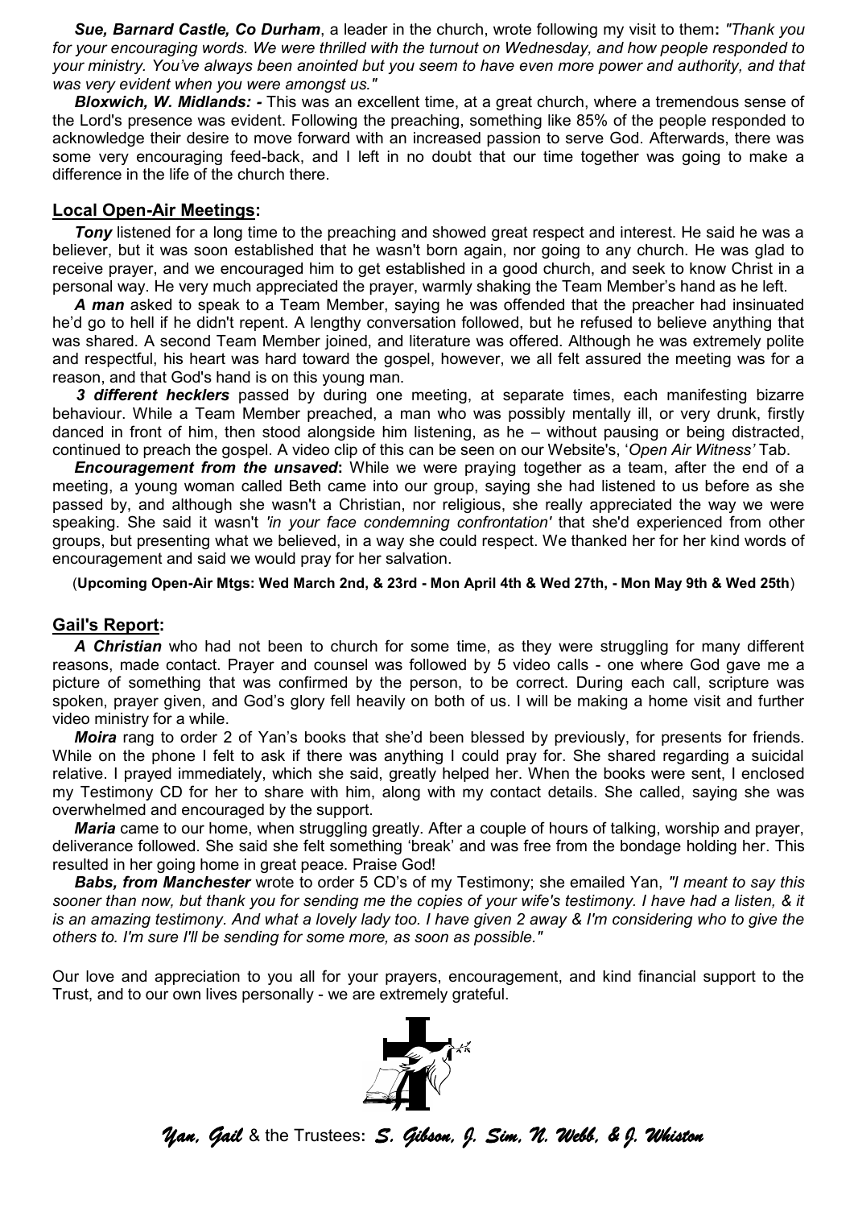***Sue, Barnard Castle, Co Durham***, a leader in the church, wrote following my visit to them**:** *"Thank you for your encouraging words. We were thrilled with the turnout on Wednesday, and how people responded to your ministry. You've always been anointed but you seem to have even more power and authority, and that was very evident when you were amongst us."*

***Bloxwich, W. Midlands: -*** This was an excellent time, at a great church, where a tremendous sense of the Lord's presence was evident. Following the preaching, something like 85% of the people responded to acknowledge their desire to move forward with an increased passion to serve God. Afterwards, there was some very encouraging feed-back, and I left in no doubt that our time together was going to make a difference in the life of the church there.

## Local Open-Air Meetings:

***Tony*** listened for a long time to the preaching and showed great respect and interest. He said he was a believer, but it was soon established that he wasn't born again, nor going to any church. He was glad to receive prayer, and we encouraged him to get established in a good church, and seek to know Christ in a personal way. He very much appreciated the prayer, warmly shaking the Team Member's hand as he left.

***A man*** asked to speak to a Team Member, saying he was offended that the preacher had insinuated he'd go to hell if he didn't repent. A lengthy conversation followed, but he refused to believe anything that was shared. A second Team Member joined, and literature was offered. Although he was extremely polite and respectful, his heart was hard toward the gospel, however, we all felt assured the meeting was for a reason, and that God's hand is on this young man.

***3 different hecklers*** passed by during one meeting, at separate times, each manifesting bizarre behaviour. While a Team Member preached, a man who was possibly mentally ill, or very drunk, firstly danced in front of him, then stood alongside him listening, as he – without pausing or being distracted, continued to preach the gospel. A video clip of this can be seen on our Website's, '*Open Air Witness'* Tab.

***Encouragement from the unsaved*:** While we were praying together as a team, after the end of a meeting, a young woman called Beth came into our group, saying she had listened to us before as she passed by, and although she wasn't a Christian, nor religious, she really appreciated the way we were speaking. She said it wasn't *'in your face condemning confrontation'* that she'd experienced from other groups, but presenting what we believed, in a way she could respect. We thanked her for her kind words of encouragement and said we would pray for her salvation.

(**Upcoming Open-Air Mtgs: Wed March 2nd, & 23rd - Mon April 4th & Wed 27th, - Mon May 9th & Wed 25th**)

## Gail's Report:

***A Christian*** who had not been to church for some time, as they were struggling for many different reasons, made contact. Prayer and counsel was followed by 5 video calls - one where God gave me a picture of something that was confirmed by the person, to be correct. During each call, scripture was spoken, prayer given, and God's glory fell heavily on both of us. I will be making a home visit and further video ministry for a while.

***Moira*** rang to order 2 of Yan's books that she'd been blessed by previously, for presents for friends. While on the phone I felt to ask if there was anything I could pray for. She shared regarding a suicidal relative. I prayed immediately, which she said, greatly helped her. When the books were sent, I enclosed my Testimony CD for her to share with him, along with my contact details. She called, saying she was overwhelmed and encouraged by the support.

***Maria*** came to our home, when struggling greatly. After a couple of hours of talking, worship and prayer, deliverance followed. She said she felt something 'break' and was free from the bondage holding her. This resulted in her going home in great peace. Praise God!

***Babs, from Manchester*** wrote to order 5 CD's of my Testimony; she emailed Yan, *"I meant to say this sooner than now, but thank you for sending me the copies of your wife's testimony. I have had a listen, & it is an amazing testimony. And what a lovely lady too. I have given 2 away & I'm considering who to give the others to. I'm sure I'll be sending for some more, as soon as possible."*

Our love and appreciation to you all for your prayers, encouragement, and kind financial support to the Trust, and to our own lives personally - we are extremely grateful.

*Yan, Gail* & the Trustees**:** *S. Gibson, J. Sim, N. Webb, & J. Whiston*